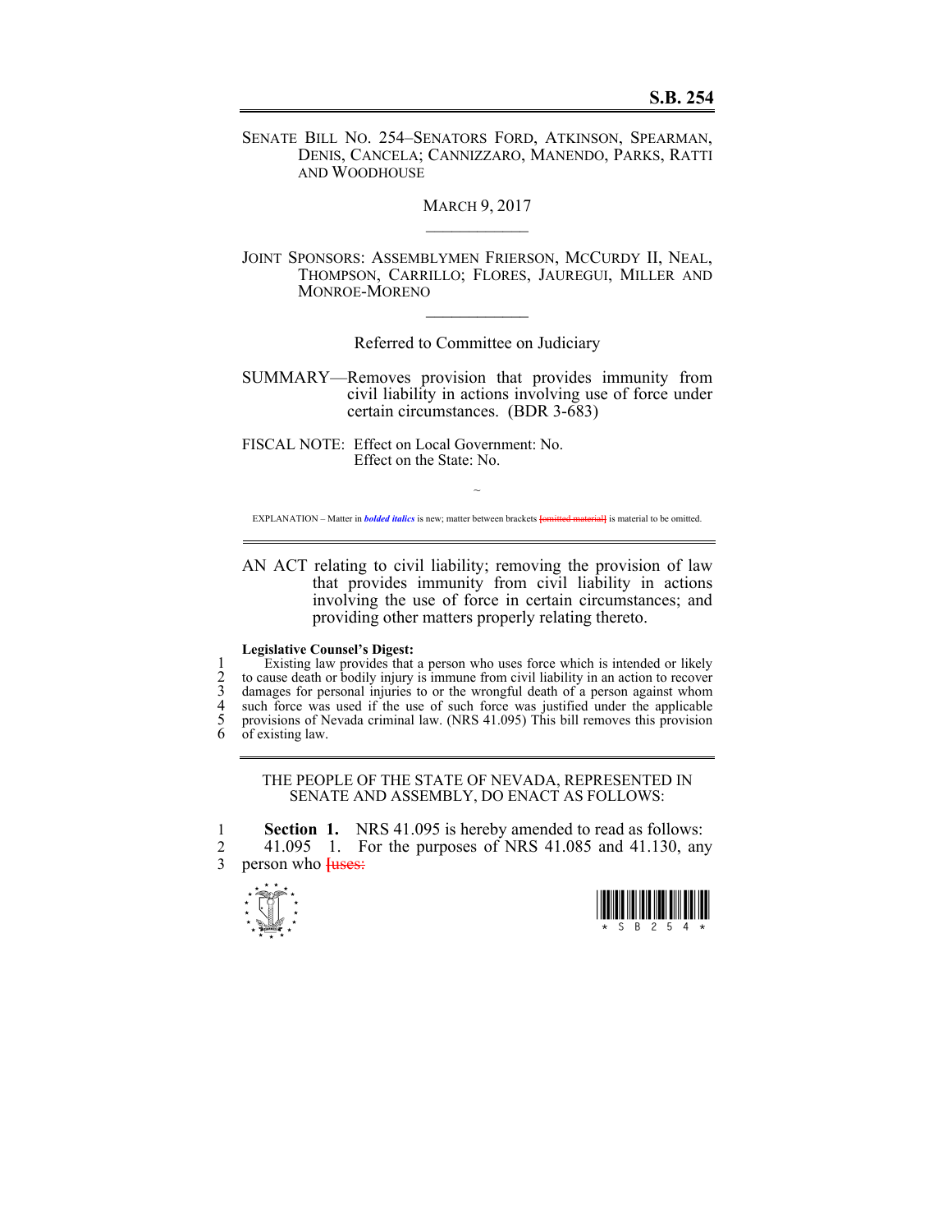# S.B. 254

SENATE BILL NO. 254–SENATORS FORD, ATKINSON, SPEARMAN, DENIS, CANCELA; CANNIZZARO, MANENDO, PARKS, RATTI AND WOODHOUSE

MARCH 9, 2017

JOINT SPONSORS: ASSEMBLYMEN FRIERSON, MCCURDY II, NEAL, THOMPSON, CARRILLO; FLORES, JAUREGUI, MILLER AND MONROE-MORENO

Referred to Committee on Judiciary

SUMMARY—Removes provision that provides immunity from civil liability in actions involving use of force under certain circumstances. (BDR 3-683)

FISCAL NOTE: Effect on Local Government: No.
Effect on the State: No.

~

EXPLANATION – Matter in ***bolded italics*** is new; matter between brackets [omitted material] is material to be omitted.

AN ACT relating to civil liability; removing the provision of law that provides immunity from civil liability in actions involving the use of force in certain circumstances; and providing other matters properly relating thereto.

**Legislative Counsel's Digest:**

1 Existing law provides that a person who uses force which is intended or likely
2 to cause death or bodily injury is immune from civil liability in an action to recover
3 damages for personal injuries to or the wrongful death of a person against whom
4 such force was used if the use of such force was justified under the applicable
5 provisions of Nevada criminal law. (NRS 41.095) This bill removes this provision
6 of existing law.

THE PEOPLE OF THE STATE OF NEVADA, REPRESENTED IN SENATE AND ASSEMBLY, DO ENACT AS FOLLOWS:

1 **Section 1.** NRS 41.095 is hereby amended to read as follows:
2 41.095 1. For the purposes of NRS 41.085 and 41.130, any
3 person who [uses: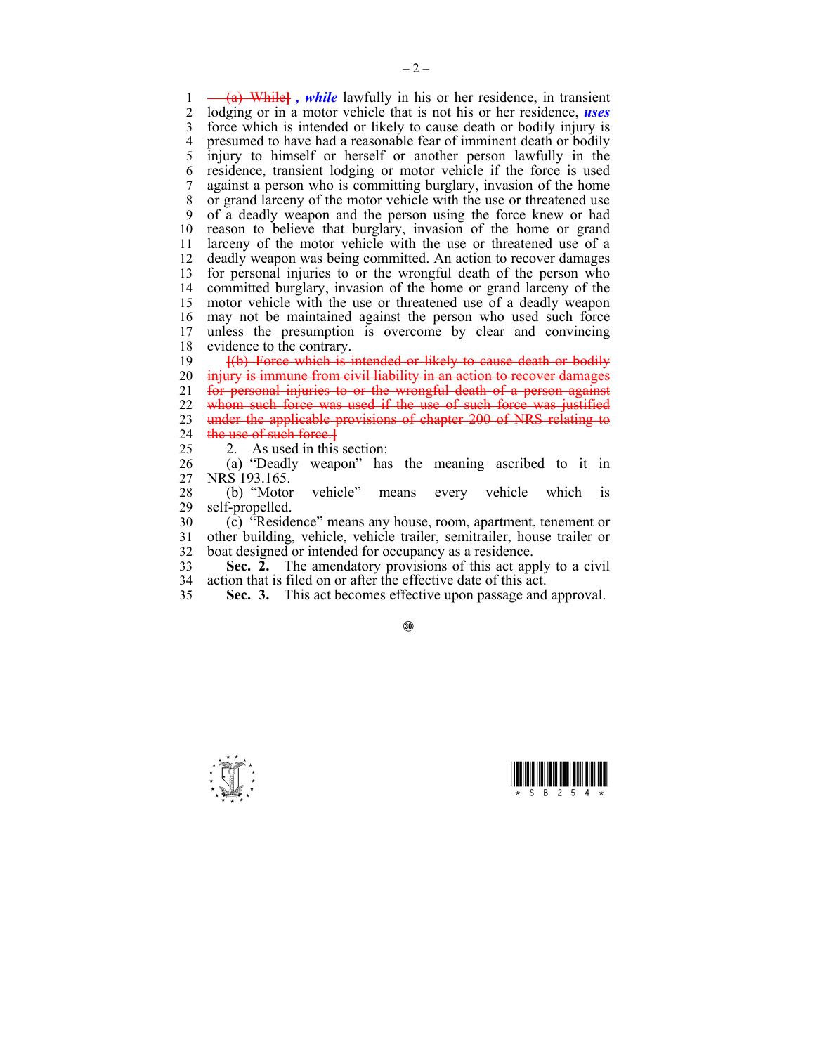~~(a) While~~] ***, while*** lawfully in his or her residence, in transient lodging or in a motor vehicle that is not his or her residence, ***uses*** force which is intended or likely to cause death or bodily injury is presumed to have had a reasonable fear of imminent death or bodily injury to himself or herself or another person lawfully in the residence, transient lodging or motor vehicle if the force is used against a person who is committing burglary, invasion of the home or grand larceny of the motor vehicle with the use or threatened use of a deadly weapon and the person using the force knew or had reason to believe that burglary, invasion of the home or grand larceny of the motor vehicle with the use or threatened use of a deadly weapon was being committed. An action to recover damages for personal injuries to or the wrongful death of the person who committed burglary, invasion of the home or grand larceny of the motor vehicle with the use or threatened use of a deadly weapon may not be maintained against the person who used such force unless the presumption is overcome by clear and convincing evidence to the contrary.

[~~(b) Force which is intended or likely to cause death or bodily injury is immune from civil liability in an action to recover damages for personal injuries to or the wrongful death of a person against whom such force was used if the use of such force was justified under the applicable provisions of chapter 200 of NRS relating to the use of such force.~~]

2. As used in this section:

(a) "Deadly weapon" has the meaning ascribed to it in NRS 193.165.

(b) "Motor vehicle" means every vehicle which is self-propelled.

(c) "Residence" means any house, room, apartment, tenement or other building, vehicle, vehicle trailer, semitrailer, house trailer or boat designed or intended for occupancy as a residence.

**Sec. 2.** The amendatory provisions of this act apply to a civil action that is filed on or after the effective date of this act.

**Sec. 3.** This act becomes effective upon passage and approval.